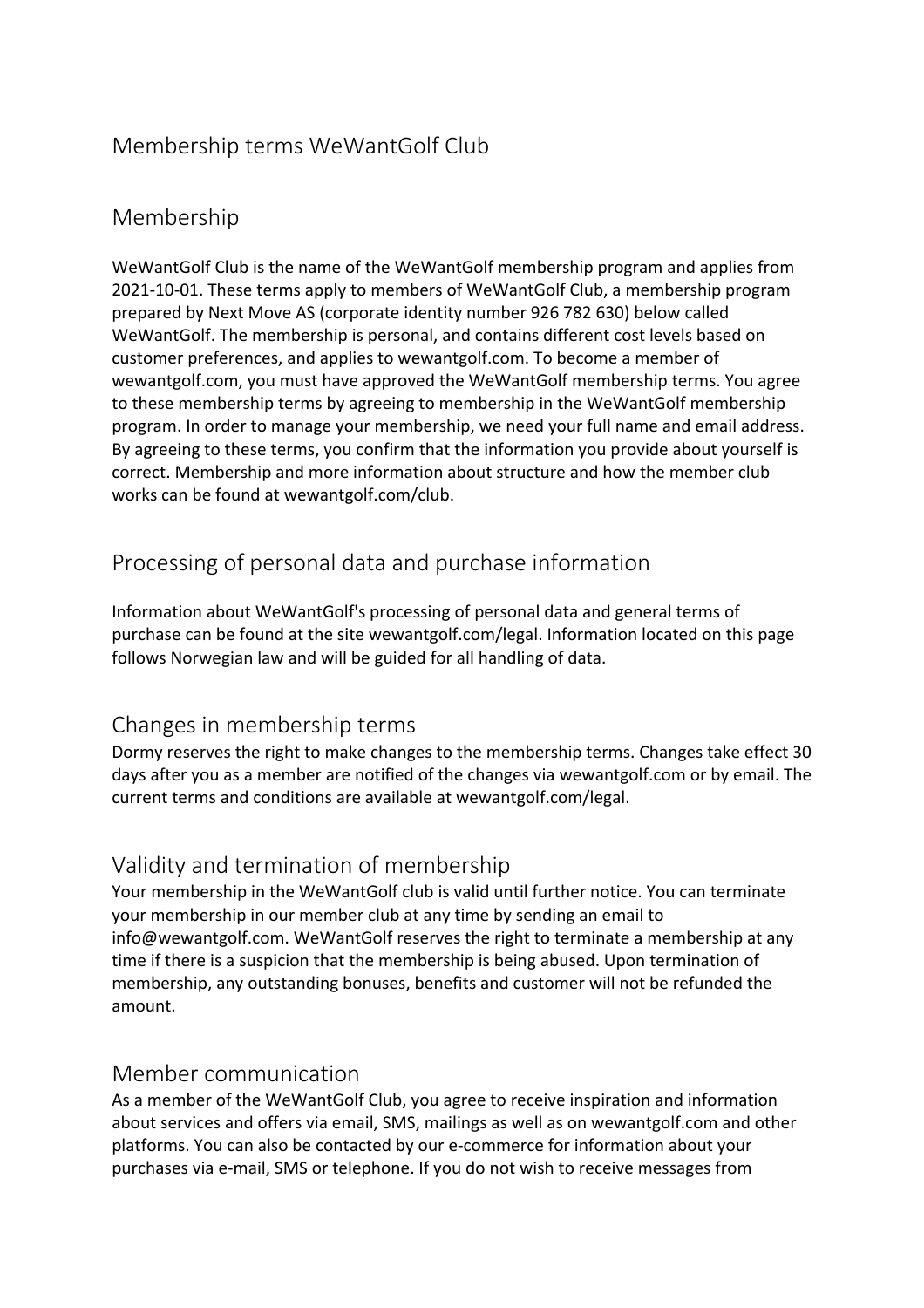# Membership terms WeWantGolf Club

## Membership

WeWantGolf Club is the name of the WeWantGolf membership program and applies from 2021-10-01. These terms apply to members of WeWantGolf Club, a membership program prepared by Next Move AS (corporate identity number 926 782 630) below called WeWantGolf. The membership is personal, and contains different cost levels based on customer preferences, and applies to wewantgolf.com. To become a member of wewantgolf.com, you must have approved the WeWantGolf membership terms. You agree to these membership terms by agreeing to membership in the WeWantGolf membership program. In order to manage your membership, we need your full name and email address. By agreeing to these terms, you confirm that the information you provide about yourself is correct. Membership and more information about structure and how the member club works can be found at wewantgolf.com/club.

## Processing of personal data and purchase information

Information about WeWantGolf's processing of personal data and general terms of purchase can be found at the site wewantgolf.com/legal. Information located on this page follows Norwegian law and will be guided for all handling of data.

## Changes in membership terms

Dormy reserves the right to make changes to the membership terms. Changes take effect 30 days after you as a member are notified of the changes via wewantgolf.com or by email. The current terms and conditions are available at wewantgolf.com/legal.

## Validity and termination of membership

Your membership in the WeWantGolf club is valid until further notice. You can terminate your membership in our member club at any time by sending an email to info@wewantgolf.com. WeWantGolf reserves the right to terminate a membership at any time if there is a suspicion that the membership is being abused. Upon termination of membership, any outstanding bonuses, benefits and customer will not be refunded the amount.

## Member communication

As a member of the WeWantGolf Club, you agree to receive inspiration and information about services and offers via email, SMS, mailings as well as on wewantgolf.com and other platforms. You can also be contacted by our e-commerce for information about your purchases via e-mail, SMS or telephone. If you do not wish to receive messages from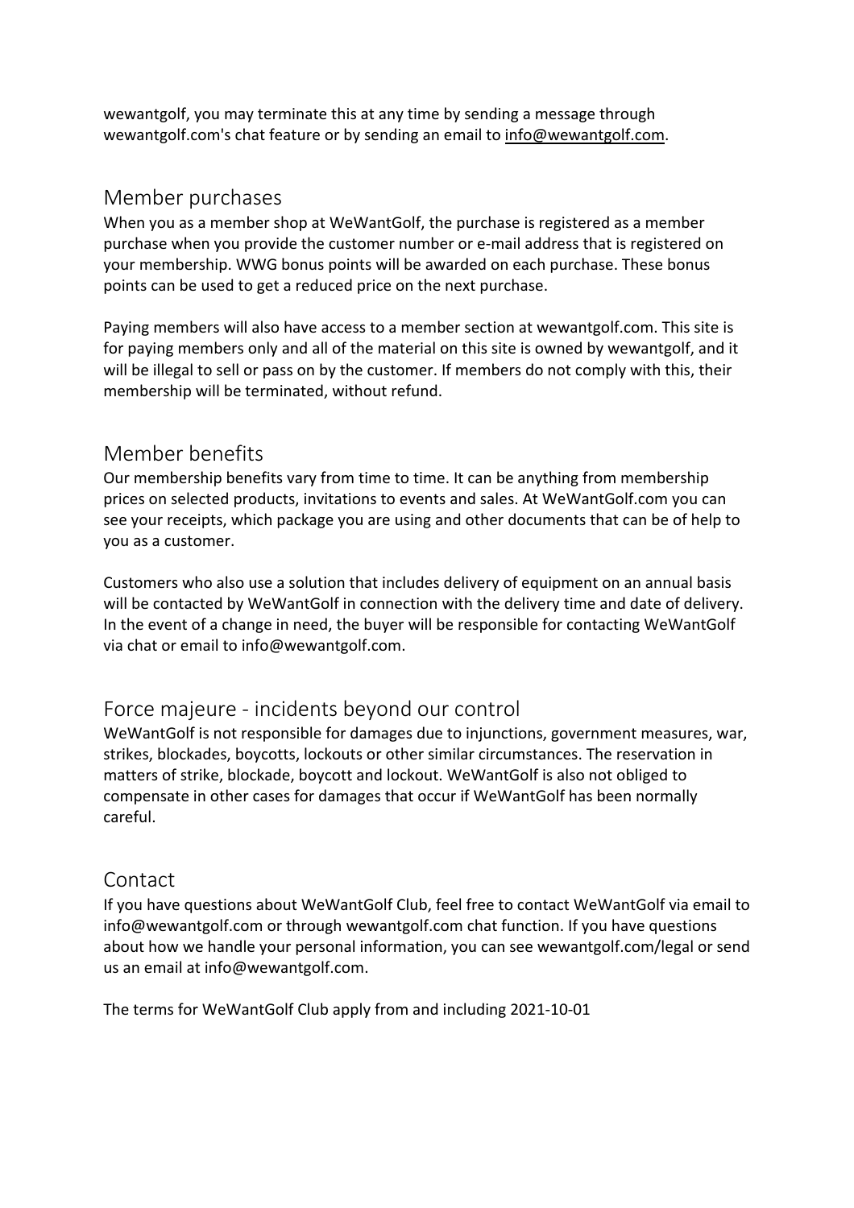wewantgolf, you may terminate this at any time by sending a message through wewantgolf.com's chat feature or by sending an email to info@wewantgolf.com.

## Member purchases

When you as a member shop at WeWantGolf, the purchase is registered as a member purchase when you provide the customer number or e-mail address that is registered on your membership. WWG bonus points will be awarded on each purchase. These bonus points can be used to get a reduced price on the next purchase.

Paying members will also have access to a member section at wewantgolf.com. This site is for paying members only and all of the material on this site is owned by wewantgolf, and it will be illegal to sell or pass on by the customer. If members do not comply with this, their membership will be terminated, without refund.

## Member benefits

Our membership benefits vary from time to time. It can be anything from membership prices on selected products, invitations to events and sales. At WeWantGolf.com you can see your receipts, which package you are using and other documents that can be of help to you as a customer.

Customers who also use a solution that includes delivery of equipment on an annual basis will be contacted by WeWantGolf in connection with the delivery time and date of delivery. In the event of a change in need, the buyer will be responsible for contacting WeWantGolf via chat or email to info@wewantgolf.com.

## Force majeure - incidents beyond our control

WeWantGolf is not responsible for damages due to injunctions, government measures, war, strikes, blockades, boycotts, lockouts or other similar circumstances. The reservation in matters of strike, blockade, boycott and lockout. WeWantGolf is also not obliged to compensate in other cases for damages that occur if WeWantGolf has been normally careful.

## Contact

If you have questions about WeWantGolf Club, feel free to contact WeWantGolf via email to info@wewantgolf.com or through wewantgolf.com chat function. If you have questions about how we handle your personal information, you can see wewantgolf.com/legal or send us an email at info@wewantgolf.com.

The terms for WeWantGolf Club apply from and including 2021-10-01